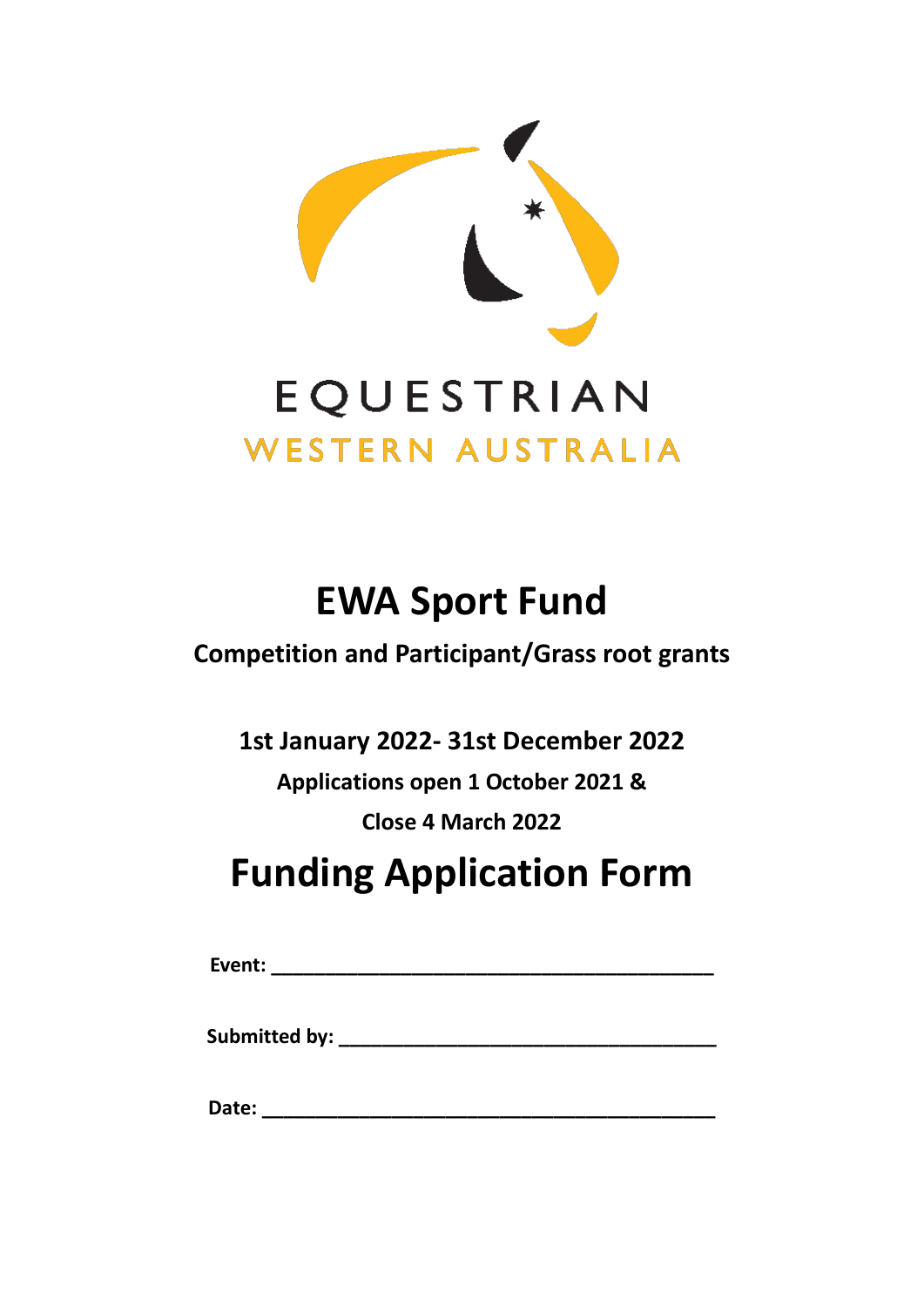EQUESTRIAN

WESTERN AUSTRALIA

# EWA Sport Fund

**Competition and Participant/Grass root grants**

**1st January 2022- 31st December 2022**

**Applications open 1 October 2021 &**

**Close 4 March 2022**

# Funding Application Form

**Event:** ___________________________________________

**Submitted by:** _____________________________________

**Date:** ____________________________________________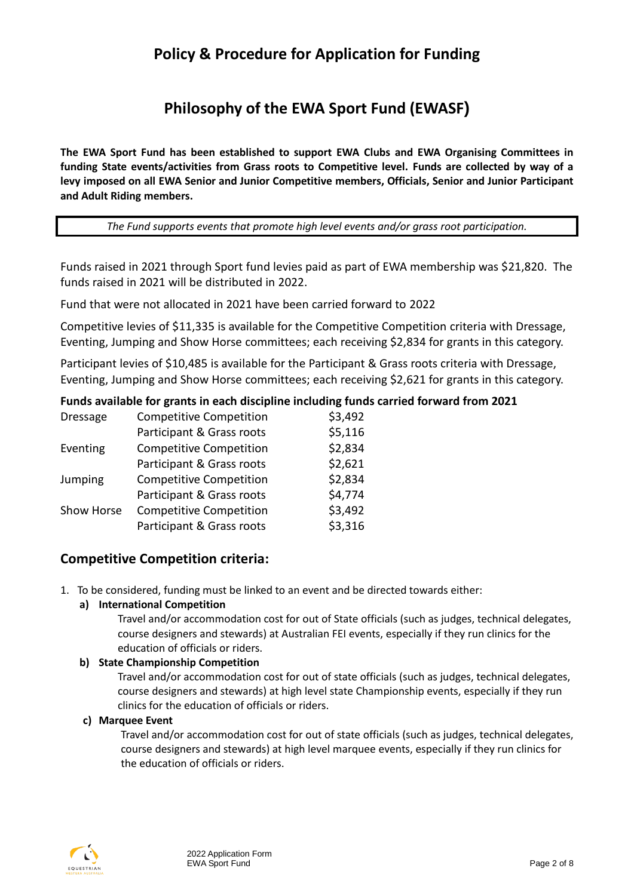# Policy & Procedure for Application for Funding

# Philosophy of the EWA Sport Fund (EWASF)

**The EWA Sport Fund has been established to support EWA Clubs and EWA Organising Committees in funding State events/activities from Grass roots to Competitive level. Funds are collected by way of a levy imposed on all EWA Senior and Junior Competitive members, Officials, Senior and Junior Participant and Adult Riding members.**

*The Fund supports events that promote high level events and/or grass root participation.*

Funds raised in 2021 through Sport fund levies paid as part of EWA membership was $21,820. The funds raised in 2021 will be distributed in 2022.

Fund that were not allocated in 2021 have been carried forward to 2022

Competitive levies of $11,335 is available for the Competitive Competition criteria with Dressage, Eventing, Jumping and Show Horse committees; each receiving $2,834 for grants in this category.

Participant levies of $10,485 is available for the Participant & Grass roots criteria with Dressage, Eventing, Jumping and Show Horse committees; each receiving $2,621 for grants in this category.

**Funds available for grants in each discipline including funds carried forward from 2021**

| | | |
|---|---|---|
| Dressage | Competitive Competition | $3,492 |
| | Participant & Grass roots | $5,116 |
| Eventing | Competitive Competition | $2,834 |
| | Participant & Grass roots | $2,621 |
| Jumping | Competitive Competition | $2,834 |
| | Participant & Grass roots | $4,774 |
| Show Horse | Competitive Competition | $3,492 |
| | Participant & Grass roots | $3,316 |

## Competitive Competition criteria:

1. To be considered, funding must be linked to an event and be directed towards either:

   **a) International Competition**

   Travel and/or accommodation cost for out of State officials (such as judges, technical delegates, course designers and stewards) at Australian FEI events, especially if they run clinics for the education of officials or riders.

   **b) State Championship Competition**

   Travel and/or accommodation cost for out of state officials (such as judges, technical delegates, course designers and stewards) at high level state Championship events, especially if they run clinics for the education of officials or riders.

   **c) Marquee Event**

   Travel and/or accommodation cost for out of state officials (such as judges, technical delegates, course designers and stewards) at high level marquee events, especially if they run clinics for the education of officials or riders.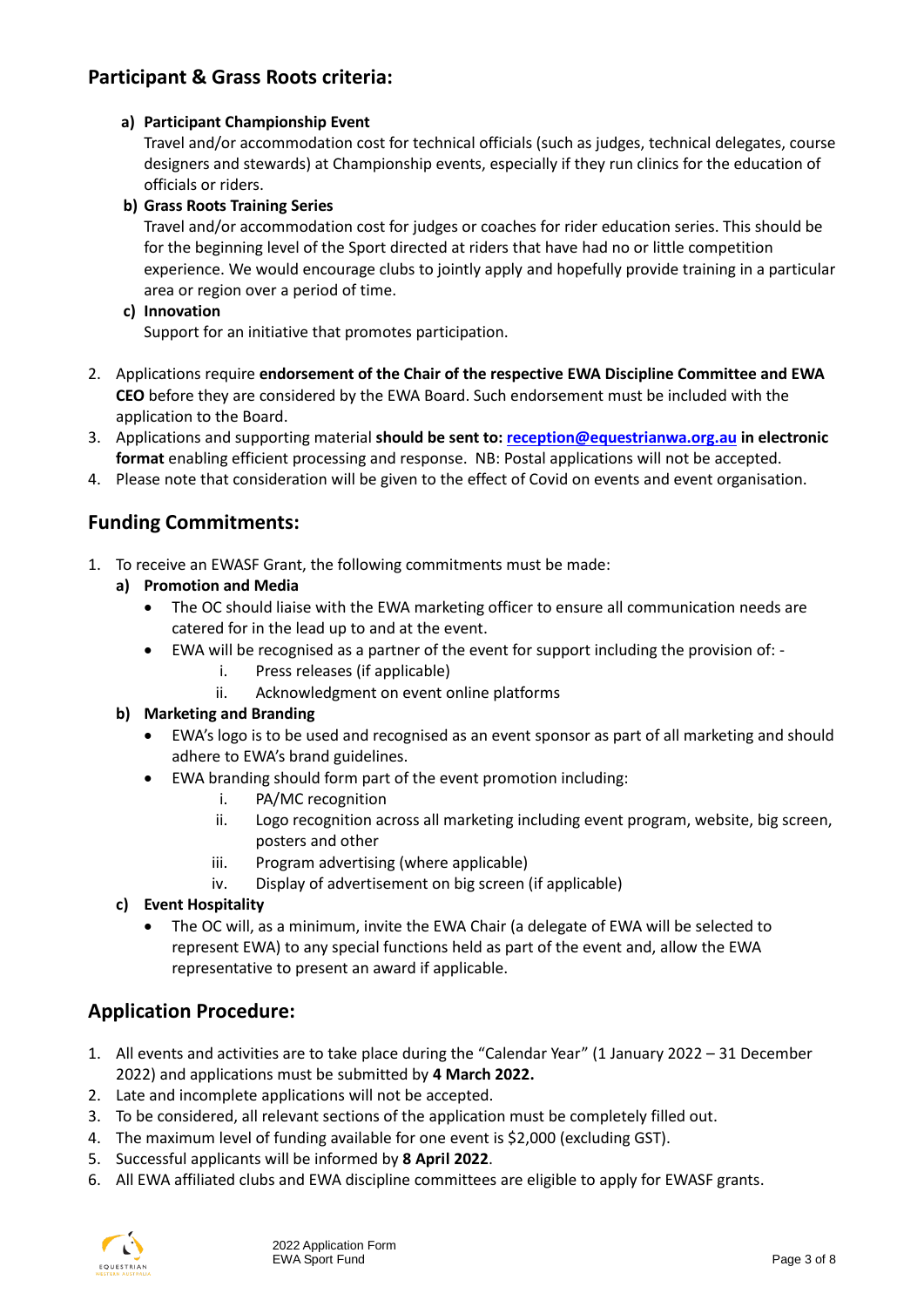## Participant & Grass Roots criteria:

**a) Participant Championship Event**
Travel and/or accommodation cost for technical officials (such as judges, technical delegates, course designers and stewards) at Championship events, especially if they run clinics for the education of officials or riders.

**b) Grass Roots Training Series**
Travel and/or accommodation cost for judges or coaches for rider education series. This should be for the beginning level of the Sport directed at riders that have had no or little competition experience. We would encourage clubs to jointly apply and hopefully provide training in a particular area or region over a period of time.

**c) Innovation**
Support for an initiative that promotes participation.

2. Applications require **endorsement of the Chair of the respective EWA Discipline Committee and EWA CEO** before they are considered by the EWA Board. Such endorsement must be included with the application to the Board.
3. Applications and supporting material **should be sent to: reception@equestrianwa.org.au in electronic format** enabling efficient processing and response. NB: Postal applications will not be accepted.
4. Please note that consideration will be given to the effect of Covid on events and event organisation.

## Funding Commitments:

1. To receive an EWASF Grant, the following commitments must be made:

**a) Promotion and Media**

- The OC should liaise with the EWA marketing officer to ensure all communication needs are catered for in the lead up to and at the event.
- EWA will be recognised as a partner of the event for support including the provision of: -
  - i. Press releases (if applicable)
  - ii. Acknowledgment on event online platforms

**b) Marketing and Branding**

- EWA's logo is to be used and recognised as an event sponsor as part of all marketing and should adhere to EWA's brand guidelines.
- EWA branding should form part of the event promotion including:
  - i. PA/MC recognition
  - ii. Logo recognition across all marketing including event program, website, big screen, posters and other
  - iii. Program advertising (where applicable)
  - iv. Display of advertisement on big screen (if applicable)

**c) Event Hospitality**

- The OC will, as a minimum, invite the EWA Chair (a delegate of EWA will be selected to represent EWA) to any special functions held as part of the event and, allow the EWA representative to present an award if applicable.

## Application Procedure:

1. All events and activities are to take place during the "Calendar Year" (1 January 2022 – 31 December 2022) and applications must be submitted by **4 March 2022.**
2. Late and incomplete applications will not be accepted.
3. To be considered, all relevant sections of the application must be completely filled out.
4. The maximum level of funding available for one event is $2,000 (excluding GST).
5. Successful applicants will be informed by **8 April 2022**.
6. All EWA affiliated clubs and EWA discipline committees are eligible to apply for EWASF grants.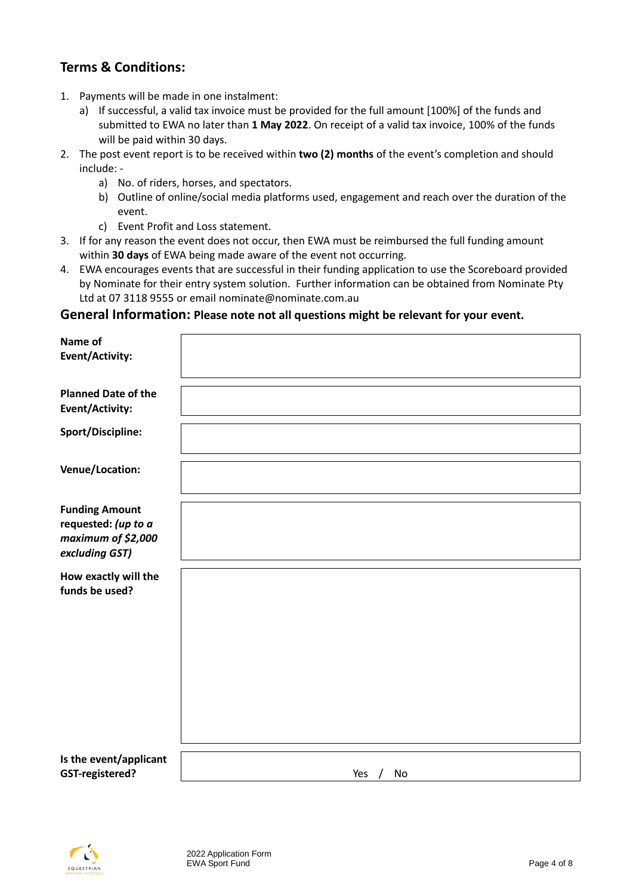## Terms & Conditions:

1. Payments will be made in one instalment:
   a) If successful, a valid tax invoice must be provided for the full amount [100%] of the funds and submitted to EWA no later than **1 May 2022**. On receipt of a valid tax invoice, 100% of the funds will be paid within 30 days.
2. The post event report is to be received within **two (2) months** of the event's completion and should include: -
   a) No. of riders, horses, and spectators.
   b) Outline of online/social media platforms used, engagement and reach over the duration of the event.
   c) Event Profit and Loss statement.
3. If for any reason the event does not occur, then EWA must be reimbursed the full funding amount within **30 days** of EWA being made aware of the event not occurring.
4. EWA encourages events that are successful in their funding application to use the Scoreboard provided by Nominate for their entry system solution. Further information can be obtained from Nominate Pty Ltd at 07 3118 9555 or email nominate@nominate.com.au

## General Information: Please note not all questions might be relevant for your event.

| | |
|---|---|
| **Name of Event/Activity:** | |
| **Planned Date of the Event/Activity:** | |
| **Sport/Discipline:** | |
| **Venue/Location:** | |
| **Funding Amount requested:** ***(up to a maximum of $2,000 excluding GST)*** | |
| **How exactly will the funds be used?** | |
| **Is the event/applicant GST-registered?** | Yes / No |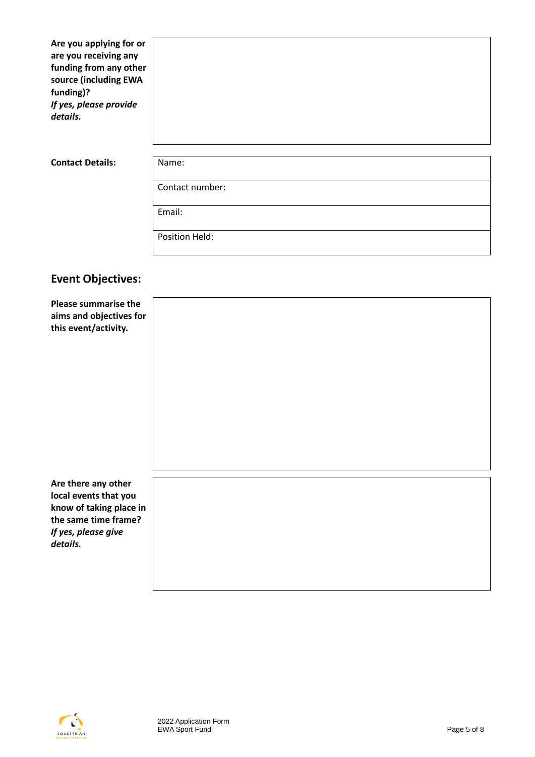| | |
|---|---|
| **Are you applying for or are you receiving any funding from any other source (including EWA funding)?** ***If yes, please provide details.*** | |

| | |
|---|---|
| **Contact Details:** | Name: |
| | Contact number: |
| | Email: |
| | Position Held: |

## Event Objectives:

| | |
|---|---|
| **Please summarise the aims and objectives for this event/activity.** | |
| **Are there any other local events that you know of taking place in the same time frame?** ***If yes, please give details.*** | |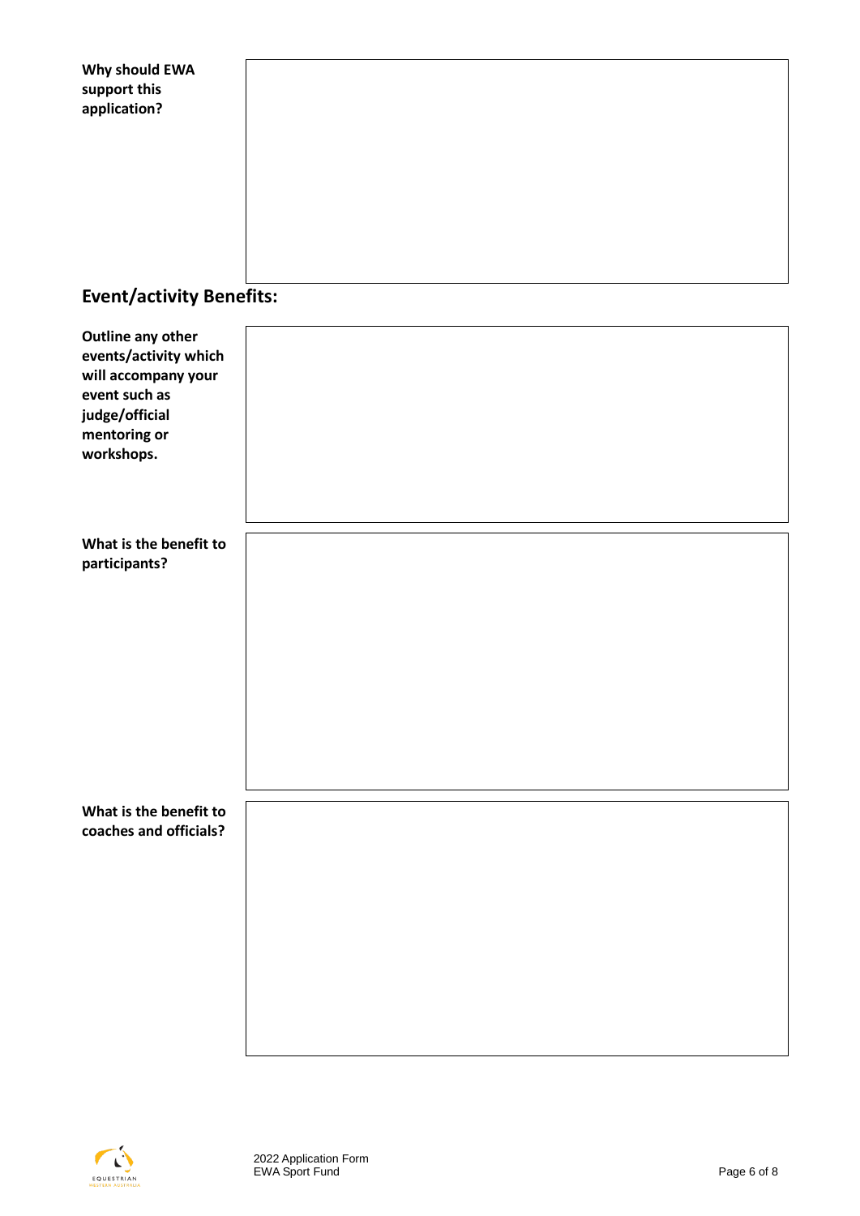| | |
|---|---|
| **Why should EWA support this application?** | |

## Event/activity Benefits:

| | |
|---|---|
| **Outline any other events/activity which will accompany your event such as judge/official mentoring or workshops.** | |
| **What is the benefit to participants?** | |
| **What is the benefit to coaches and officials?** | |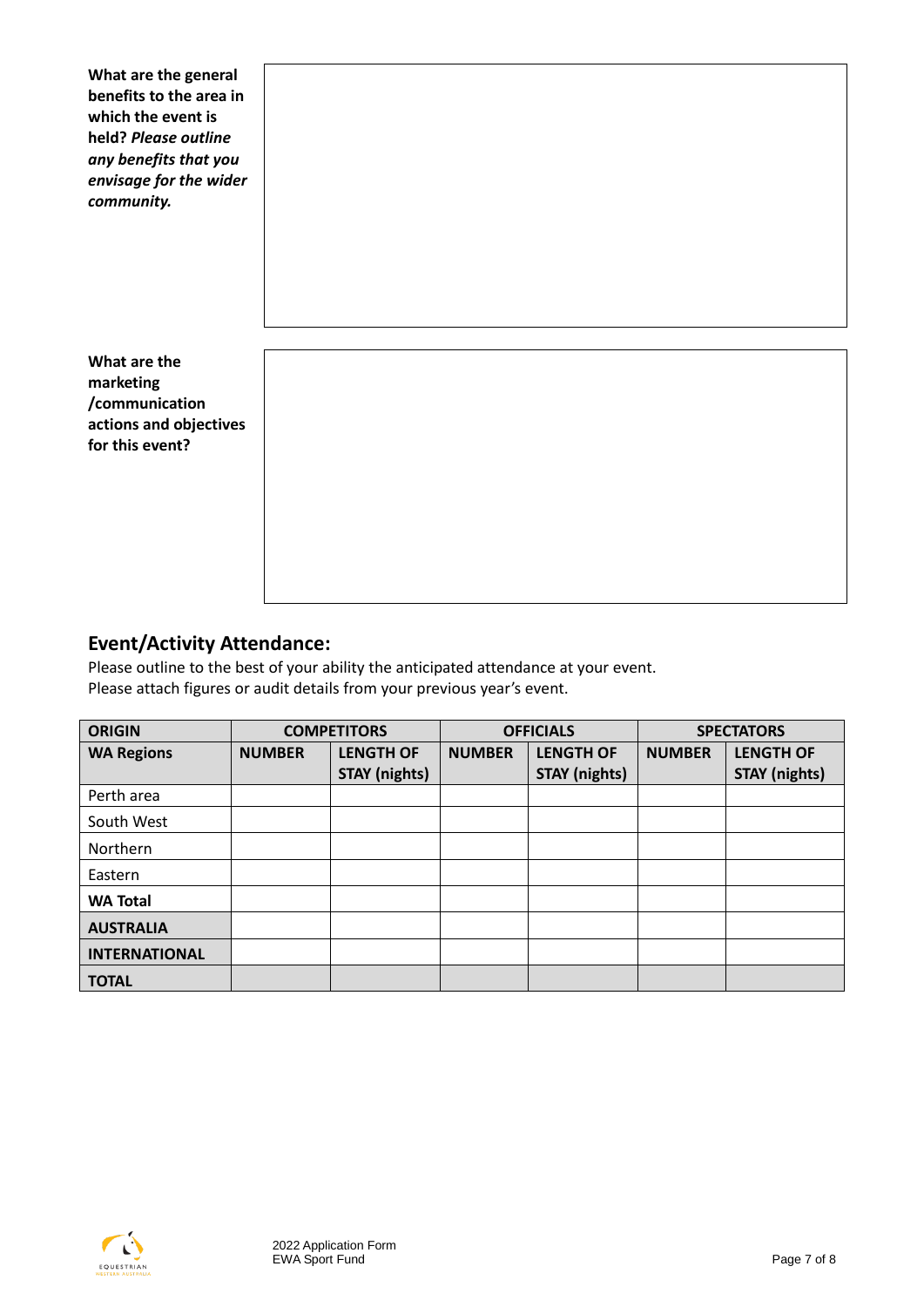| **What are the general benefits to the area in which the event is held?** ***Please outline any benefits that you envisage for the wider community.*** | |
|---|---|

| **What are the marketing /communication actions and objectives for this event?** | |
|---|---|

## Event/Activity Attendance:

Please outline to the best of your ability the anticipated attendance at your event.
Please attach figures or audit details from your previous year's event.

| ORIGIN | COMPETITORS | | OFFICIALS | | SPECTATORS | |
|---|---|---|---|---|---|---|
| **WA Regions** | **NUMBER** | **LENGTH OF STAY (nights)** | **NUMBER** | **LENGTH OF STAY (nights)** | **NUMBER** | **LENGTH OF STAY (nights)** |
| Perth area | | | | | | |
| South West | | | | | | |
| Northern | | | | | | |
| Eastern | | | | | | |
| **WA Total** | | | | | | |
| **AUSTRALIA** | | | | | | |
| **INTERNATIONAL** | | | | | | |
| **TOTAL** | | | | | | |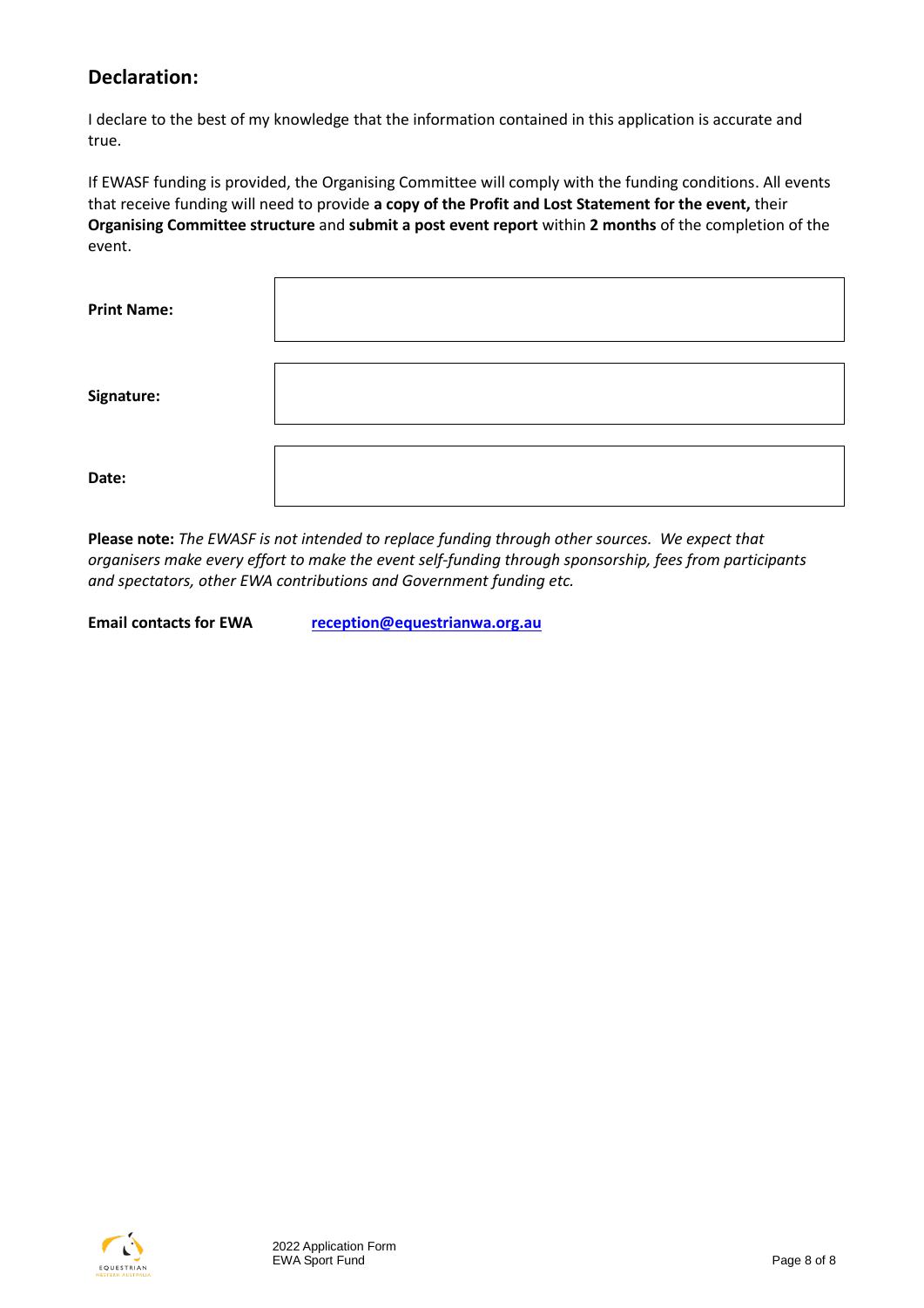## Declaration:

I declare to the best of my knowledge that the information contained in this application is accurate and true.

If EWASF funding is provided, the Organising Committee will comply with the funding conditions. All events that receive funding will need to provide **a copy of the Profit and Lost Statement for the event,** their **Organising Committee structure** and **submit a post event report** within **2 months** of the completion of the event.

| | |
|---|---|
| **Print Name:** | |
| **Signature:** | |
| **Date:** | |

**Please note:** *The EWASF is not intended to replace funding through other sources. We expect that organisers make every effort to make the event self-funding through sponsorship, fees from participants and spectators, other EWA contributions and Government funding etc.*

**Email contacts for EWA** **reception@equestrianwa.org.au**